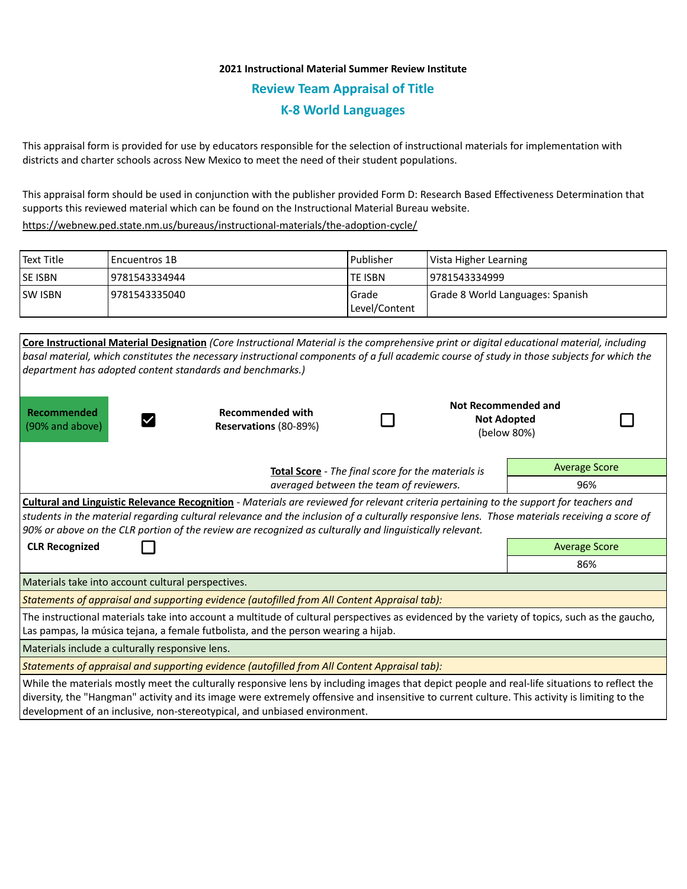**2021 Instructional Material Summer Review Institute**

## Review Team Appraisal of Title

## K-8 World Languages

This appraisal form is provided for use by educators responsible for the selection of instructional materials for implementation with districts and charter schools across New Mexico to meet the need of their student populations.

This appraisal form should be used in conjunction with the publisher provided Form D: Research Based Effectiveness Determination that supports this reviewed material which can be found on the Instructional Material Bureau website.
https://webnew.ped.state.nm.us/bureaus/instructional-materials/the-adoption-cycle/

| Text Title | Encuentros 1B | Publisher | Vista Higher Learning |
|---|---|---|---|
| SE ISBN | 9781543334944 | TE ISBN | 9781543334999 |
| SW ISBN | 9781543335040 | Grade Level/Content | Grade 8 World Languages: Spanish |

**Core Instructional Material Designation** *(Core Instructional Material is the comprehensive print or digital educational material, including basal material, which constitutes the necessary instructional components of a full academic course of study in those subjects for which the department has adopted content standards and benchmarks.)*

| **Recommended** (90% and above) | ☑ | **Recommended with Reservations** (80-89%) | ☐ | **Not Recommended and Not Adopted** (below 80%) | ☐ |
|---|---|---|---|---|---|

**Total Score** - *The final score for the materials is averaged between the team of reviewers.*

| Average Score |
|---|
| 96% |

**Cultural and Linguistic Relevance Recognition** - *Materials are reviewed for relevant criteria pertaining to the support for teachers and students in the material regarding cultural relevance and the inclusion of a culturally responsive lens. Those materials receiving a score of 90% or above on the CLR portion of the review are recognized as culturally and linguistically relevant.*

**CLR Recognized** ☐

| Average Score |
|---|
| 86% |

Materials take into account cultural perspectives.

*Statements of appraisal and supporting evidence (autofilled from All Content Appraisal tab):*

The instructional materials take into account a multitude of cultural perspectives as evidenced by the variety of topics, such as the gaucho, Las pampas, la música tejana, a female futbolista, and the person wearing a hijab.

Materials include a culturally responsive lens.

*Statements of appraisal and supporting evidence (autofilled from All Content Appraisal tab):*

While the materials mostly meet the culturally responsive lens by including images that depict people and real-life situations to reflect the diversity, the "Hangman" activity and its image were extremely offensive and insensitive to current culture. This activity is limiting to the development of an inclusive, non-stereotypical, and unbiased environment.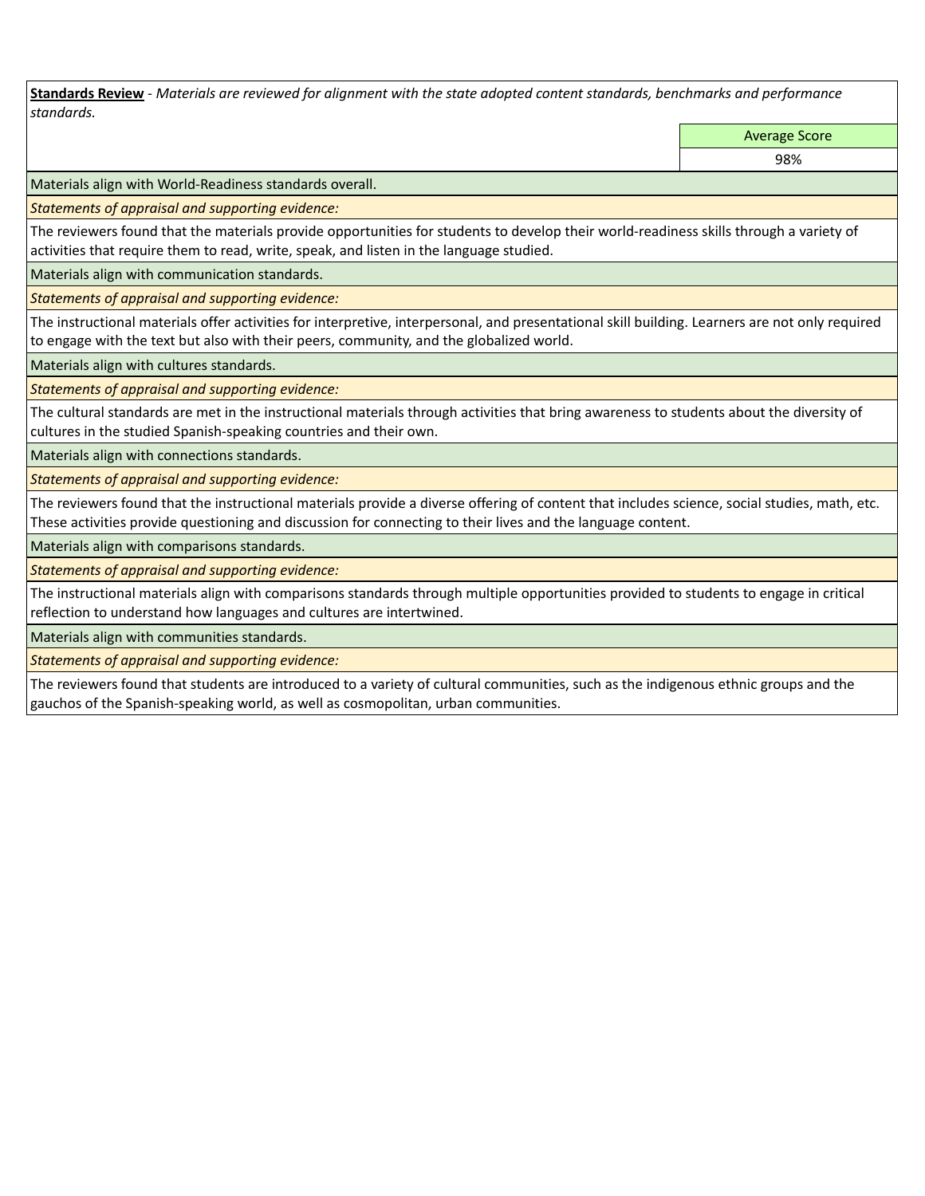**Standards Review** - *Materials are reviewed for alignment with the state adopted content standards, benchmarks and performance standards.*

| | Average Score |
|---|---|
| | 98% |

Materials align with World-Readiness standards overall.

*Statements of appraisal and supporting evidence:*

The reviewers found that the materials provide opportunities for students to develop their world-readiness skills through a variety of activities that require them to read, write, speak, and listen in the language studied.

Materials align with communication standards.

*Statements of appraisal and supporting evidence:*

The instructional materials offer activities for interpretive, interpersonal, and presentational skill building. Learners are not only required to engage with the text but also with their peers, community, and the globalized world.

Materials align with cultures standards.

*Statements of appraisal and supporting evidence:*

The cultural standards are met in the instructional materials through activities that bring awareness to students about the diversity of cultures in the studied Spanish-speaking countries and their own.

Materials align with connections standards.

*Statements of appraisal and supporting evidence:*

The reviewers found that the instructional materials provide a diverse offering of content that includes science, social studies, math, etc. These activities provide questioning and discussion for connecting to their lives and the language content.

Materials align with comparisons standards.

*Statements of appraisal and supporting evidence:*

The instructional materials align with comparisons standards through multiple opportunities provided to students to engage in critical reflection to understand how languages and cultures are intertwined.

Materials align with communities standards.

*Statements of appraisal and supporting evidence:*

The reviewers found that students are introduced to a variety of cultural communities, such as the indigenous ethnic groups and the gauchos of the Spanish-speaking world, as well as cosmopolitan, urban communities.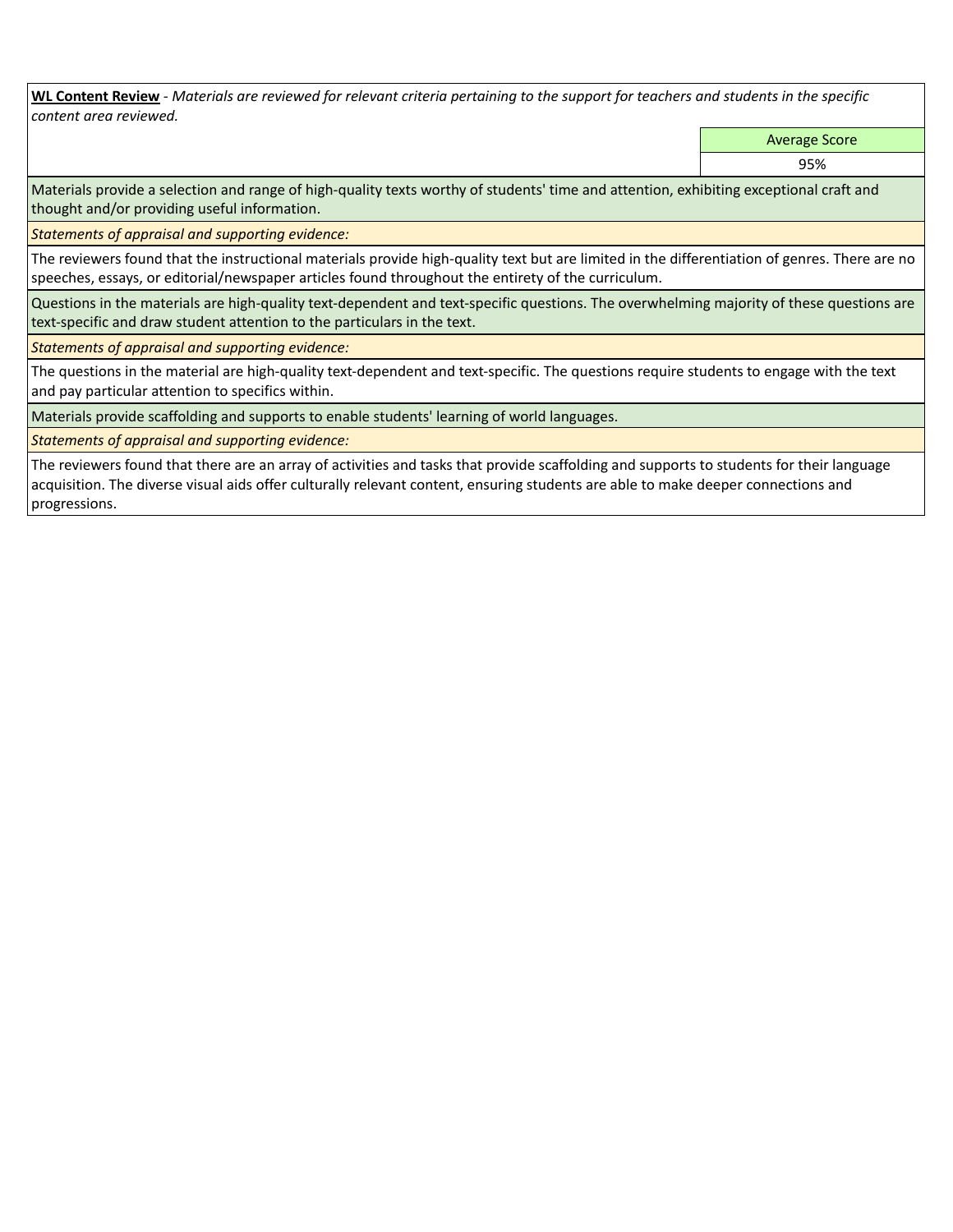**WL Content Review** - *Materials are reviewed for relevant criteria pertaining to the support for teachers and students in the specific content area reviewed.*

| | Average Score |
|---|---|
| | 95% |

Materials provide a selection and range of high-quality texts worthy of students' time and attention, exhibiting exceptional craft and thought and/or providing useful information.

*Statements of appraisal and supporting evidence:*

The reviewers found that the instructional materials provide high-quality text but are limited in the differentiation of genres. There are no speeches, essays, or editorial/newspaper articles found throughout the entirety of the curriculum.

Questions in the materials are high-quality text-dependent and text-specific questions. The overwhelming majority of these questions are text-specific and draw student attention to the particulars in the text.

*Statements of appraisal and supporting evidence:*

The questions in the material are high-quality text-dependent and text-specific. The questions require students to engage with the text and pay particular attention to specifics within.

Materials provide scaffolding and supports to enable students' learning of world languages.

*Statements of appraisal and supporting evidence:*

The reviewers found that there are an array of activities and tasks that provide scaffolding and supports to students for their language acquisition. The diverse visual aids offer culturally relevant content, ensuring students are able to make deeper connections and progressions.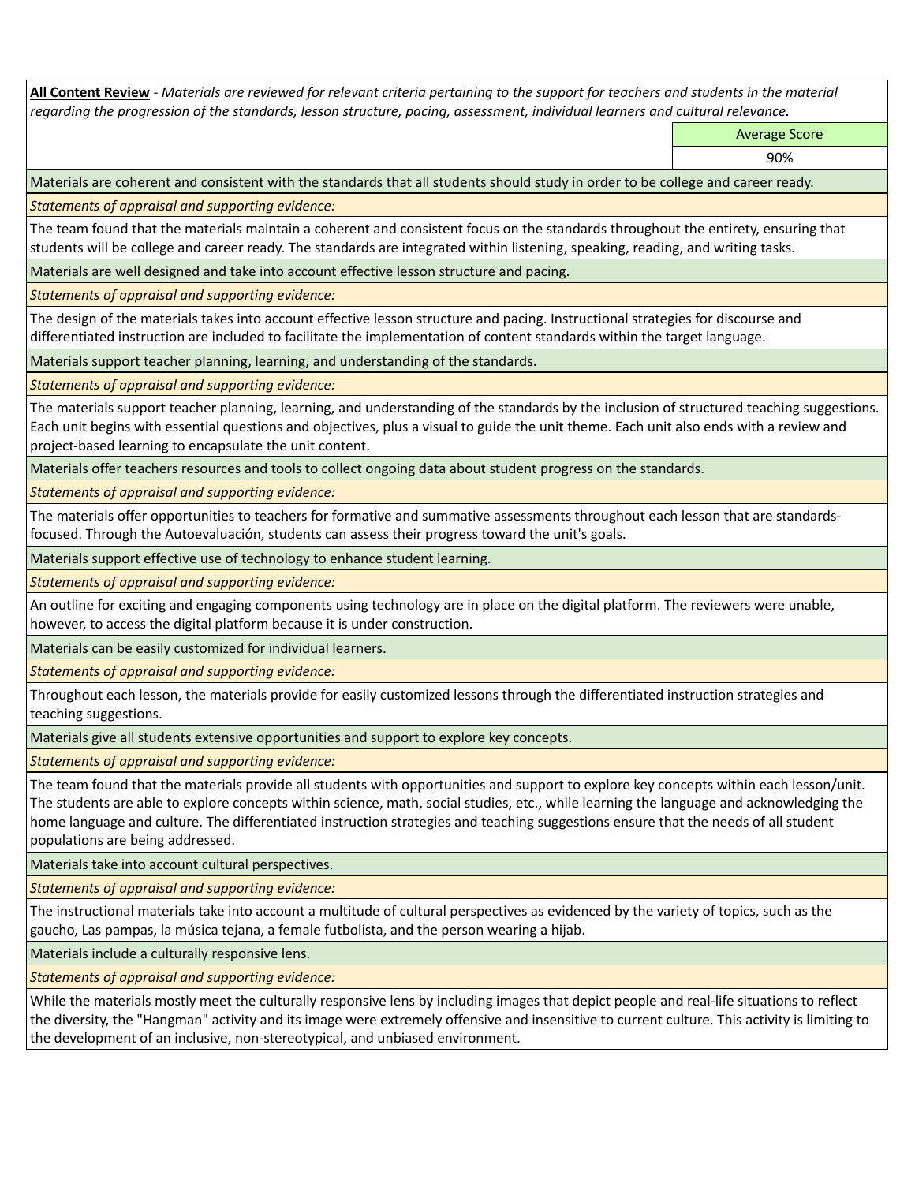**All Content Review** - *Materials are reviewed for relevant criteria pertaining to the support for teachers and students in the material regarding the progression of the standards, lesson structure, pacing, assessment, individual learners and cultural relevance.*

| | Average Score |
|---|---|
| | 90% |

Materials are coherent and consistent with the standards that all students should study in order to be college and career ready.

*Statements of appraisal and supporting evidence:*

The team found that the materials maintain a coherent and consistent focus on the standards throughout the entirety, ensuring that students will be college and career ready. The standards are integrated within listening, speaking, reading, and writing tasks.

Materials are well designed and take into account effective lesson structure and pacing.

*Statements of appraisal and supporting evidence:*

The design of the materials takes into account effective lesson structure and pacing. Instructional strategies for discourse and differentiated instruction are included to facilitate the implementation of content standards within the target language.

Materials support teacher planning, learning, and understanding of the standards.

*Statements of appraisal and supporting evidence:*

The materials support teacher planning, learning, and understanding of the standards by the inclusion of structured teaching suggestions. Each unit begins with essential questions and objectives, plus a visual to guide the unit theme. Each unit also ends with a review and project-based learning to encapsulate the unit content.

Materials offer teachers resources and tools to collect ongoing data about student progress on the standards.

*Statements of appraisal and supporting evidence:*

The materials offer opportunities to teachers for formative and summative assessments throughout each lesson that are standards-focused. Through the Autoevaluación, students can assess their progress toward the unit's goals.

Materials support effective use of technology to enhance student learning.

*Statements of appraisal and supporting evidence:*

An outline for exciting and engaging components using technology are in place on the digital platform. The reviewers were unable, however, to access the digital platform because it is under construction.

Materials can be easily customized for individual learners.

*Statements of appraisal and supporting evidence:*

Throughout each lesson, the materials provide for easily customized lessons through the differentiated instruction strategies and teaching suggestions.

Materials give all students extensive opportunities and support to explore key concepts.

*Statements of appraisal and supporting evidence:*

The team found that the materials provide all students with opportunities and support to explore key concepts within each lesson/unit. The students are able to explore concepts within science, math, social studies, etc., while learning the language and acknowledging the home language and culture. The differentiated instruction strategies and teaching suggestions ensure that the needs of all student populations are being addressed.

Materials take into account cultural perspectives.

*Statements of appraisal and supporting evidence:*

The instructional materials take into account a multitude of cultural perspectives as evidenced by the variety of topics, such as the gaucho, Las pampas, la música tejana, a female futbolista, and the person wearing a hijab.

Materials include a culturally responsive lens.

*Statements of appraisal and supporting evidence:*

While the materials mostly meet the culturally responsive lens by including images that depict people and real-life situations to reflect the diversity, the "Hangman" activity and its image were extremely offensive and insensitive to current culture. This activity is limiting to the development of an inclusive, non-stereotypical, and unbiased environment.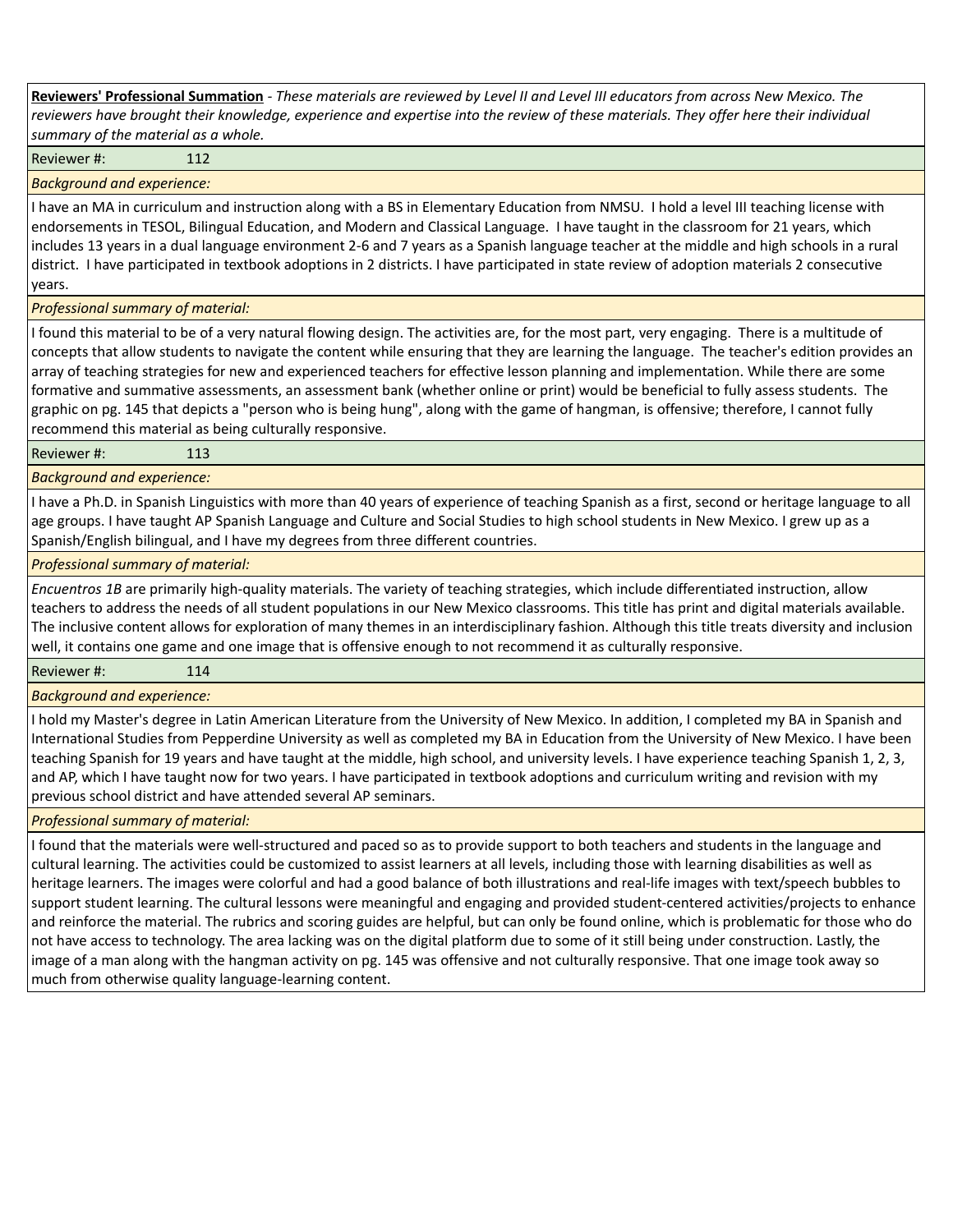**Reviewers' Professional Summation** - *These materials are reviewed by Level II and Level III educators from across New Mexico. The reviewers have brought their knowledge, experience and expertise into the review of these materials. They offer here their individual summary of the material as a whole.*

Reviewer #: 112

*Background and experience:*

I have an MA in curriculum and instruction along with a BS in Elementary Education from NMSU. I hold a level III teaching license with endorsements in TESOL, Bilingual Education, and Modern and Classical Language. I have taught in the classroom for 21 years, which includes 13 years in a dual language environment 2-6 and 7 years as a Spanish language teacher at the middle and high schools in a rural district. I have participated in textbook adoptions in 2 districts. I have participated in state review of adoption materials 2 consecutive years.

*Professional summary of material:*

I found this material to be of a very natural flowing design. The activities are, for the most part, very engaging. There is a multitude of concepts that allow students to navigate the content while ensuring that they are learning the language. The teacher's edition provides an array of teaching strategies for new and experienced teachers for effective lesson planning and implementation. While there are some formative and summative assessments, an assessment bank (whether online or print) would be beneficial to fully assess students. The graphic on pg. 145 that depicts a "person who is being hung", along with the game of hangman, is offensive; therefore, I cannot fully recommend this material as being culturally responsive.

Reviewer #: 113

*Background and experience:*

I have a Ph.D. in Spanish Linguistics with more than 40 years of experience of teaching Spanish as a first, second or heritage language to all age groups. I have taught AP Spanish Language and Culture and Social Studies to high school students in New Mexico. I grew up as a Spanish/English bilingual, and I have my degrees from three different countries.

*Professional summary of material:*

*Encuentros 1B* are primarily high-quality materials. The variety of teaching strategies, which include differentiated instruction, allow teachers to address the needs of all student populations in our New Mexico classrooms. This title has print and digital materials available. The inclusive content allows for exploration of many themes in an interdisciplinary fashion. Although this title treats diversity and inclusion well, it contains one game and one image that is offensive enough to not recommend it as culturally responsive.

Reviewer #: 114

*Background and experience:*

I hold my Master's degree in Latin American Literature from the University of New Mexico. In addition, I completed my BA in Spanish and International Studies from Pepperdine University as well as completed my BA in Education from the University of New Mexico. I have been teaching Spanish for 19 years and have taught at the middle, high school, and university levels. I have experience teaching Spanish 1, 2, 3, and AP, which I have taught now for two years. I have participated in textbook adoptions and curriculum writing and revision with my previous school district and have attended several AP seminars.

*Professional summary of material:*

I found that the materials were well-structured and paced so as to provide support to both teachers and students in the language and cultural learning. The activities could be customized to assist learners at all levels, including those with learning disabilities as well as heritage learners. The images were colorful and had a good balance of both illustrations and real-life images with text/speech bubbles to support student learning. The cultural lessons were meaningful and engaging and provided student-centered activities/projects to enhance and reinforce the material. The rubrics and scoring guides are helpful, but can only be found online, which is problematic for those who do not have access to technology. The area lacking was on the digital platform due to some of it still being under construction. Lastly, the image of a man along with the hangman activity on pg. 145 was offensive and not culturally responsive. That one image took away so much from otherwise quality language-learning content.